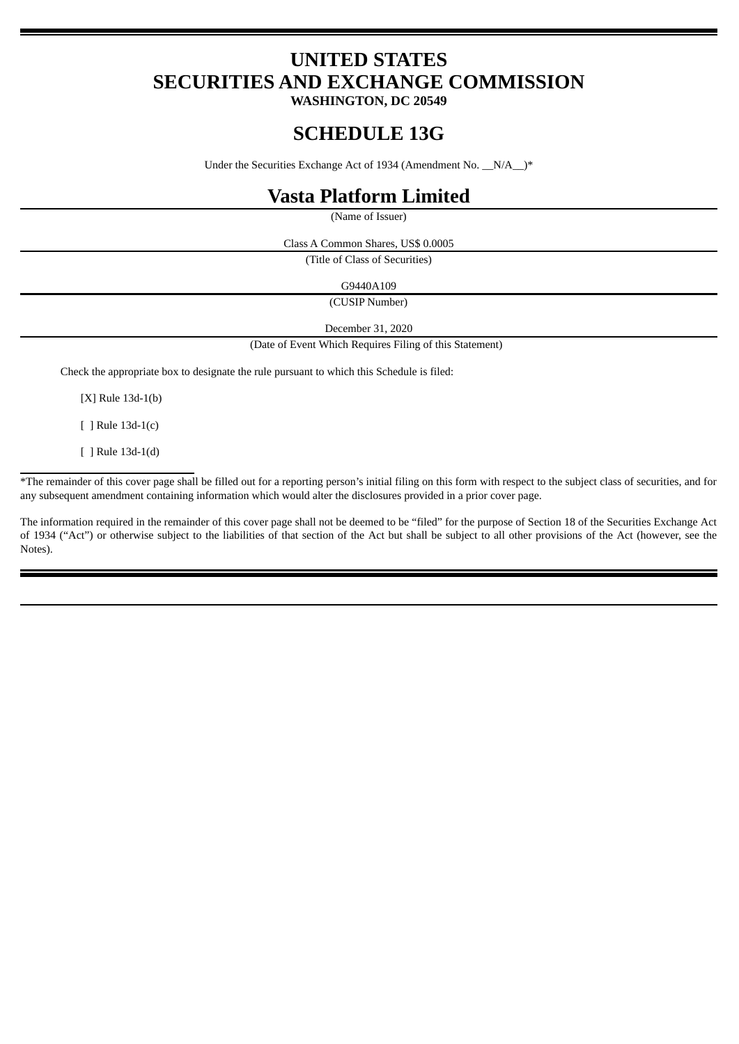# UNITED STATES
# SECURITIES AND EXCHANGE COMMISSION
**WASHINGTON, DC 20549**

# SCHEDULE 13G

Under the Securities Exchange Act of 1934 (Amendment No. __N/A__)*

## Vasta Platform Limited

(Name of Issuer)

Class A Common Shares, US$ 0.0005

(Title of Class of Securities)

G9440A109

(CUSIP Number)

December 31, 2020

(Date of Event Which Requires Filing of this Statement)

Check the appropriate box to designate the rule pursuant to which this Schedule is filed:

[X] Rule 13d-1(b)

[ ] Rule 13d-1(c)

[ ] Rule 13d-1(d)

*The remainder of this cover page shall be filled out for a reporting person's initial filing on this form with respect to the subject class of securities, and for any subsequent amendment containing information which would alter the disclosures provided in a prior cover page.

The information required in the remainder of this cover page shall not be deemed to be "filed" for the purpose of Section 18 of the Securities Exchange Act of 1934 ("Act") or otherwise subject to the liabilities of that section of the Act but shall be subject to all other provisions of the Act (however, see the Notes).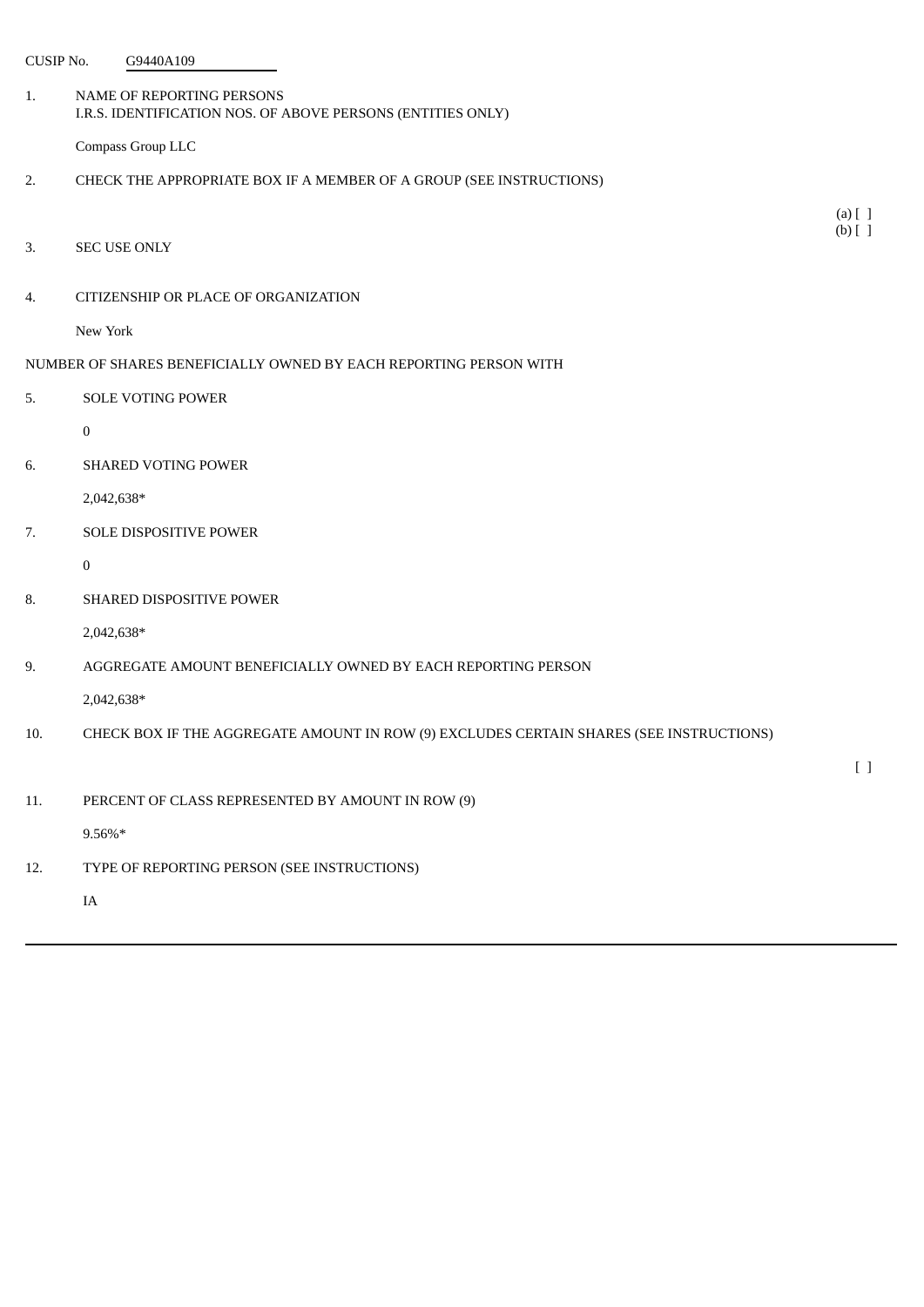CUSIP No. G9440A109

1. NAME OF REPORTING PERSONS
   I.R.S. IDENTIFICATION NOS. OF ABOVE PERSONS (ENTITIES ONLY)

   Compass Group LLC

2. CHECK THE APPROPRIATE BOX IF A MEMBER OF A GROUP (SEE INSTRUCTIONS)

   (a) [ ]
   (b) [ ]

3. SEC USE ONLY

4. CITIZENSHIP OR PLACE OF ORGANIZATION

   New York

NUMBER OF SHARES BENEFICIALLY OWNED BY EACH REPORTING PERSON WITH

5. SOLE VOTING POWER

   0

6. SHARED VOTING POWER

   2,042,638*

7. SOLE DISPOSITIVE POWER

   0

8. SHARED DISPOSITIVE POWER

   2,042,638*

9. AGGREGATE AMOUNT BENEFICIALLY OWNED BY EACH REPORTING PERSON

   2,042,638*

10. CHECK BOX IF THE AGGREGATE AMOUNT IN ROW (9) EXCLUDES CERTAIN SHARES (SEE INSTRUCTIONS)

    [ ]

11. PERCENT OF CLASS REPRESENTED BY AMOUNT IN ROW (9)

    9.56%*

12. TYPE OF REPORTING PERSON (SEE INSTRUCTIONS)

    IA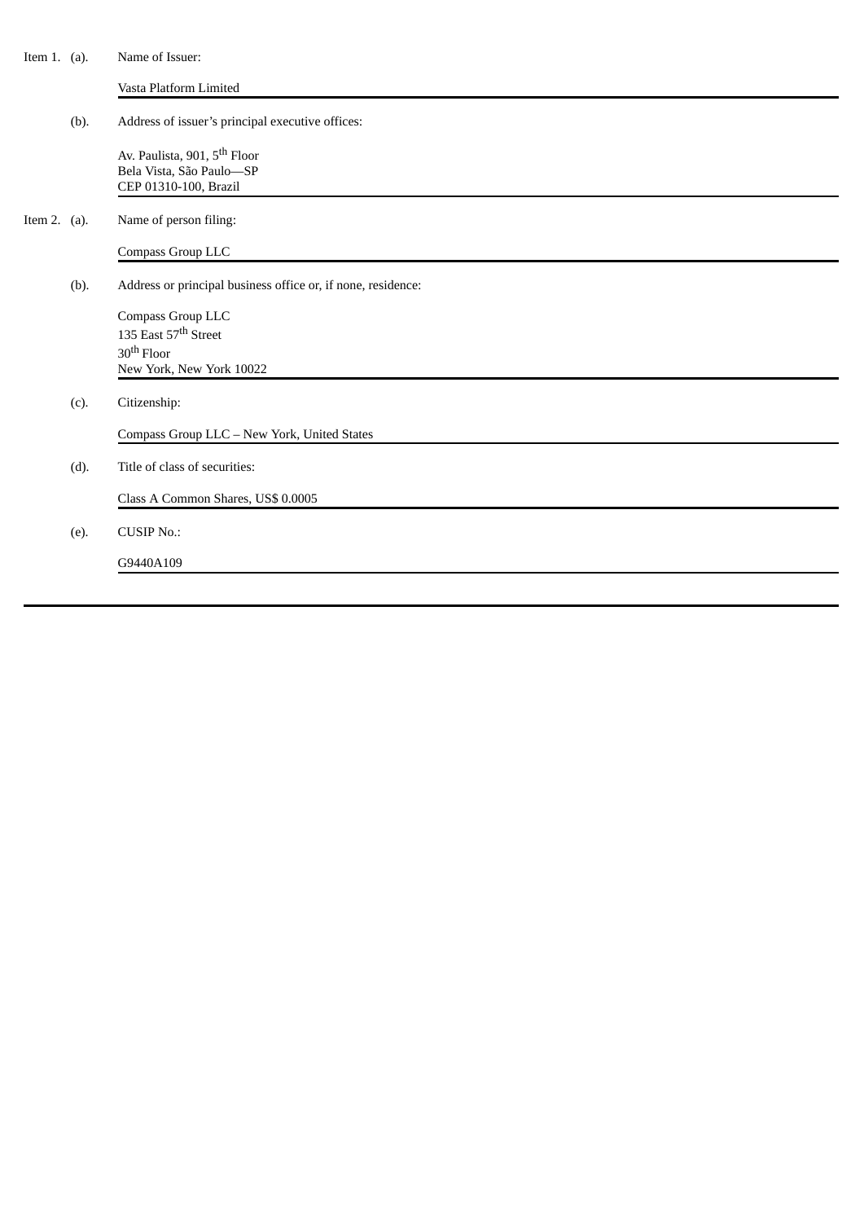Item 1. (a). Name of Issuer:

Vasta Platform Limited

(b). Address of issuer's principal executive offices:

Av. Paulista, 901, 5th Floor
Bela Vista, São Paulo—SP
CEP 01310-100, Brazil

Item 2. (a). Name of person filing:

Compass Group LLC

(b). Address or principal business office or, if none, residence:

Compass Group LLC
135 East 57th Street
30th Floor
New York, New York 10022

(c). Citizenship:

Compass Group LLC – New York, United States

(d). Title of class of securities:

Class A Common Shares, US$ 0.0005

(e). CUSIP No.:

G9440A109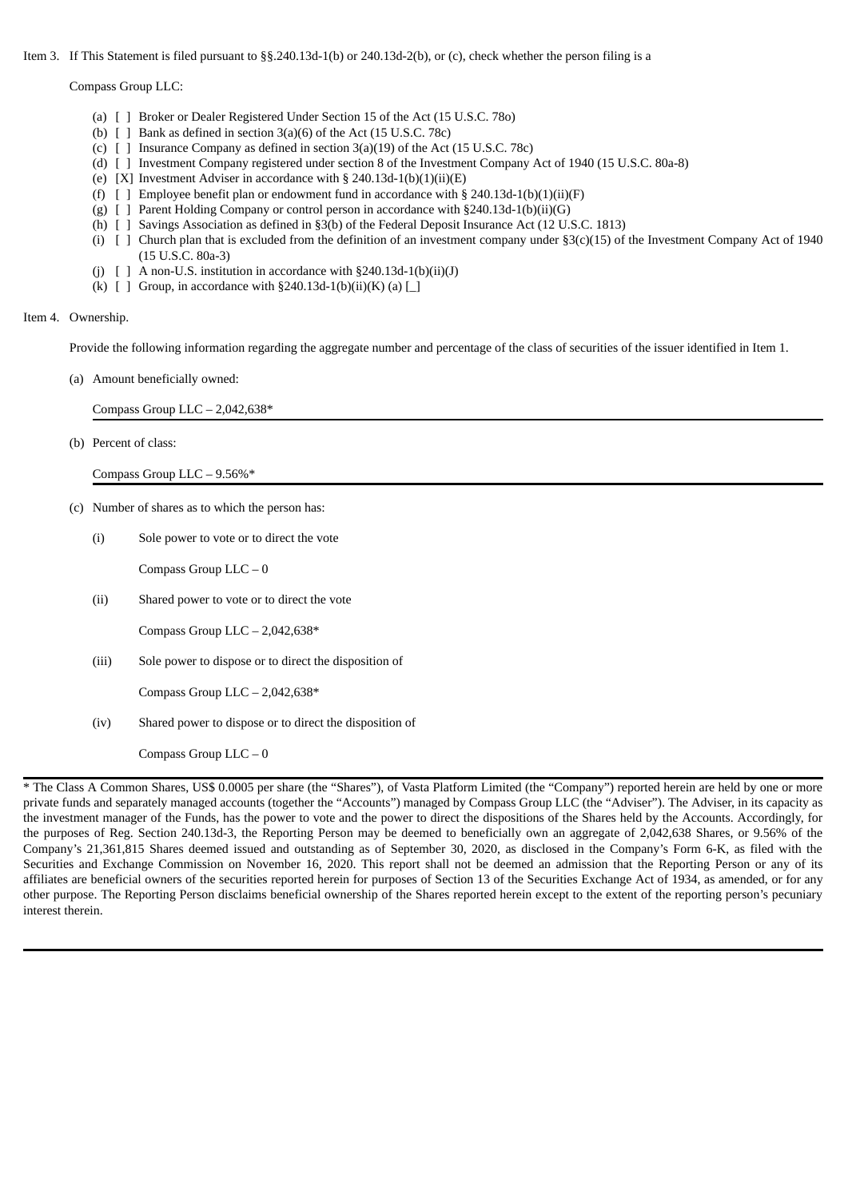Item 3. If This Statement is filed pursuant to §§.240.13d-1(b) or 240.13d-2(b), or (c), check whether the person filing is a

Compass Group LLC:

- (a) [ ] Broker or Dealer Registered Under Section 15 of the Act (15 U.S.C. 78o)
- (b) [ ] Bank as defined in section 3(a)(6) of the Act (15 U.S.C. 78c)
- (c) [ ] Insurance Company as defined in section 3(a)(19) of the Act (15 U.S.C. 78c)
- (d) [ ] Investment Company registered under section 8 of the Investment Company Act of 1940 (15 U.S.C. 80a-8)
- (e) [X] Investment Adviser in accordance with § 240.13d-1(b)(1)(ii)(E)
- (f) [ ] Employee benefit plan or endowment fund in accordance with § 240.13d-1(b)(1)(ii)(F)
- (g) [ ] Parent Holding Company or control person in accordance with §240.13d-1(b)(ii)(G)
- (h) [ ] Savings Association as defined in §3(b) of the Federal Deposit Insurance Act (12 U.S.C. 1813)
- (i) [ ] Church plan that is excluded from the definition of an investment company under §3(c)(15) of the Investment Company Act of 1940 (15 U.S.C. 80a-3)
- (j) [ ] A non-U.S. institution in accordance with §240.13d-1(b)(ii)(J)
- (k) [ ] Group, in accordance with §240.13d-1(b)(ii)(K) (a) [_]

Item 4. Ownership.

Provide the following information regarding the aggregate number and percentage of the class of securities of the issuer identified in Item 1.

(a) Amount beneficially owned:

Compass Group LLC – 2,042,638*

(b) Percent of class:

Compass Group LLC – 9.56%*

(c) Number of shares as to which the person has:

(i) Sole power to vote or to direct the vote

Compass Group LLC – 0

(ii) Shared power to vote or to direct the vote

Compass Group LLC – 2,042,638*

(iii) Sole power to dispose or to direct the disposition of

Compass Group LLC – 2,042,638*

(iv) Shared power to dispose or to direct the disposition of

Compass Group LLC – 0

* The Class A Common Shares, US$ 0.0005 per share (the "Shares"), of Vasta Platform Limited (the "Company") reported herein are held by one or more private funds and separately managed accounts (together the "Accounts") managed by Compass Group LLC (the "Adviser"). The Adviser, in its capacity as the investment manager of the Funds, has the power to vote and the power to direct the dispositions of the Shares held by the Accounts. Accordingly, for the purposes of Reg. Section 240.13d-3, the Reporting Person may be deemed to beneficially own an aggregate of 2,042,638 Shares, or 9.56% of the Company's 21,361,815 Shares deemed issued and outstanding as of September 30, 2020, as disclosed in the Company's Form 6-K, as filed with the Securities and Exchange Commission on November 16, 2020. This report shall not be deemed an admission that the Reporting Person or any of its affiliates are beneficial owners of the securities reported herein for purposes of Section 13 of the Securities Exchange Act of 1934, as amended, or for any other purpose. The Reporting Person disclaims beneficial ownership of the Shares reported herein except to the extent of the reporting person's pecuniary interest therein.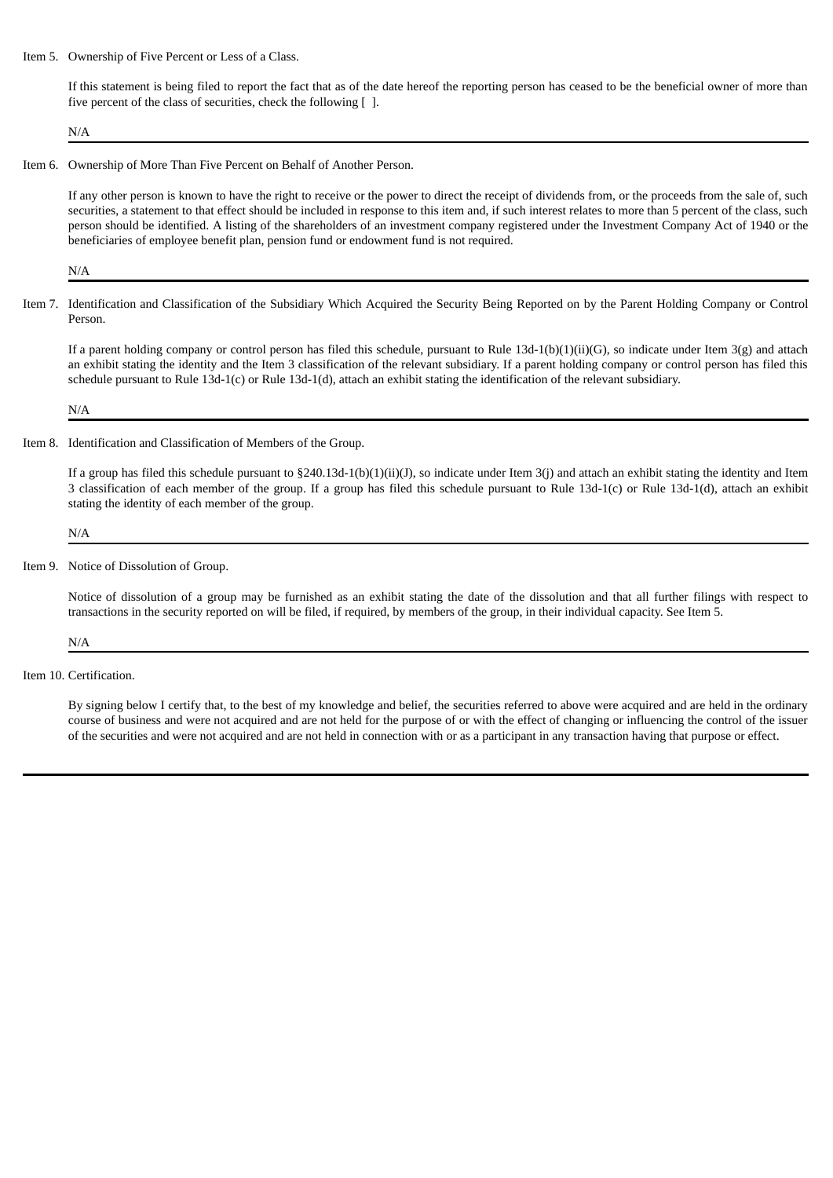Item 5. Ownership of Five Percent or Less of a Class.

If this statement is being filed to report the fact that as of the date hereof the reporting person has ceased to be the beneficial owner of more than five percent of the class of securities, check the following [ ].

N/A

---

Item 6. Ownership of More Than Five Percent on Behalf of Another Person.

If any other person is known to have the right to receive or the power to direct the receipt of dividends from, or the proceeds from the sale of, such securities, a statement to that effect should be included in response to this item and, if such interest relates to more than 5 percent of the class, such person should be identified. A listing of the shareholders of an investment company registered under the Investment Company Act of 1940 or the beneficiaries of employee benefit plan, pension fund or endowment fund is not required.

N/A

---

Item 7. Identification and Classification of the Subsidiary Which Acquired the Security Being Reported on by the Parent Holding Company or Control Person.

If a parent holding company or control person has filed this schedule, pursuant to Rule 13d-1(b)(1)(ii)(G), so indicate under Item 3(g) and attach an exhibit stating the identity and the Item 3 classification of the relevant subsidiary. If a parent holding company or control person has filed this schedule pursuant to Rule 13d-1(c) or Rule 13d-1(d), attach an exhibit stating the identification of the relevant subsidiary.

N/A

---

Item 8. Identification and Classification of Members of the Group.

If a group has filed this schedule pursuant to §240.13d-1(b)(1)(ii)(J), so indicate under Item 3(j) and attach an exhibit stating the identity and Item 3 classification of each member of the group. If a group has filed this schedule pursuant to Rule 13d-1(c) or Rule 13d-1(d), attach an exhibit stating the identity of each member of the group.

N/A

---

Item 9. Notice of Dissolution of Group.

Notice of dissolution of a group may be furnished as an exhibit stating the date of the dissolution and that all further filings with respect to transactions in the security reported on will be filed, if required, by members of the group, in their individual capacity. See Item 5.

N/A

---

Item 10. Certification.

By signing below I certify that, to the best of my knowledge and belief, the securities referred to above were acquired and are held in the ordinary course of business and were not acquired and are not held for the purpose of or with the effect of changing or influencing the control of the issuer of the securities and were not acquired and are not held in connection with or as a participant in any transaction having that purpose or effect.

---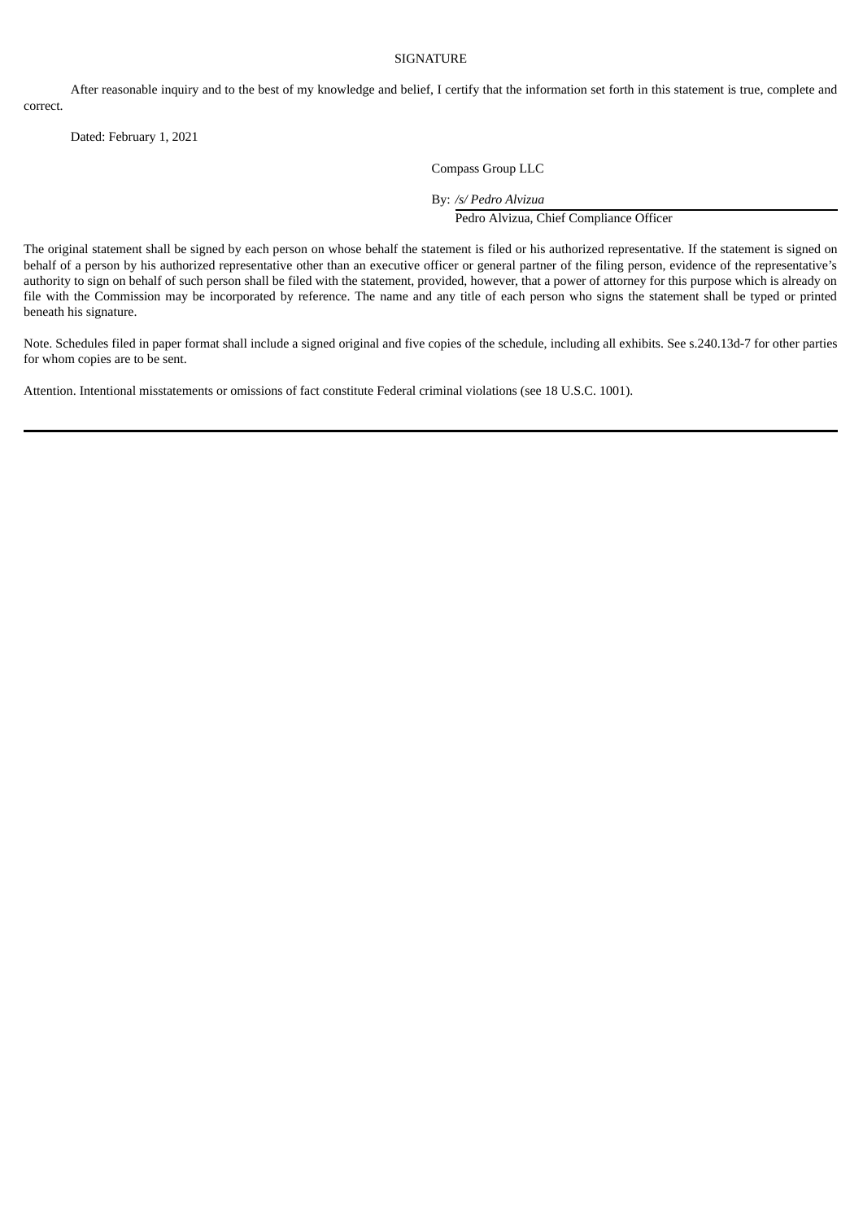SIGNATURE

After reasonable inquiry and to the best of my knowledge and belief, I certify that the information set forth in this statement is true, complete and correct.

Dated: February 1, 2021

Compass Group LLC

By: */s/ Pedro Alvizua*
Pedro Alvizua, Chief Compliance Officer

The original statement shall be signed by each person on whose behalf the statement is filed or his authorized representative. If the statement is signed on behalf of a person by his authorized representative other than an executive officer or general partner of the filing person, evidence of the representative's authority to sign on behalf of such person shall be filed with the statement, provided, however, that a power of attorney for this purpose which is already on file with the Commission may be incorporated by reference. The name and any title of each person who signs the statement shall be typed or printed beneath his signature.

Note. Schedules filed in paper format shall include a signed original and five copies of the schedule, including all exhibits. See s.240.13d-7 for other parties for whom copies are to be sent.

Attention. Intentional misstatements or omissions of fact constitute Federal criminal violations (see 18 U.S.C. 1001).